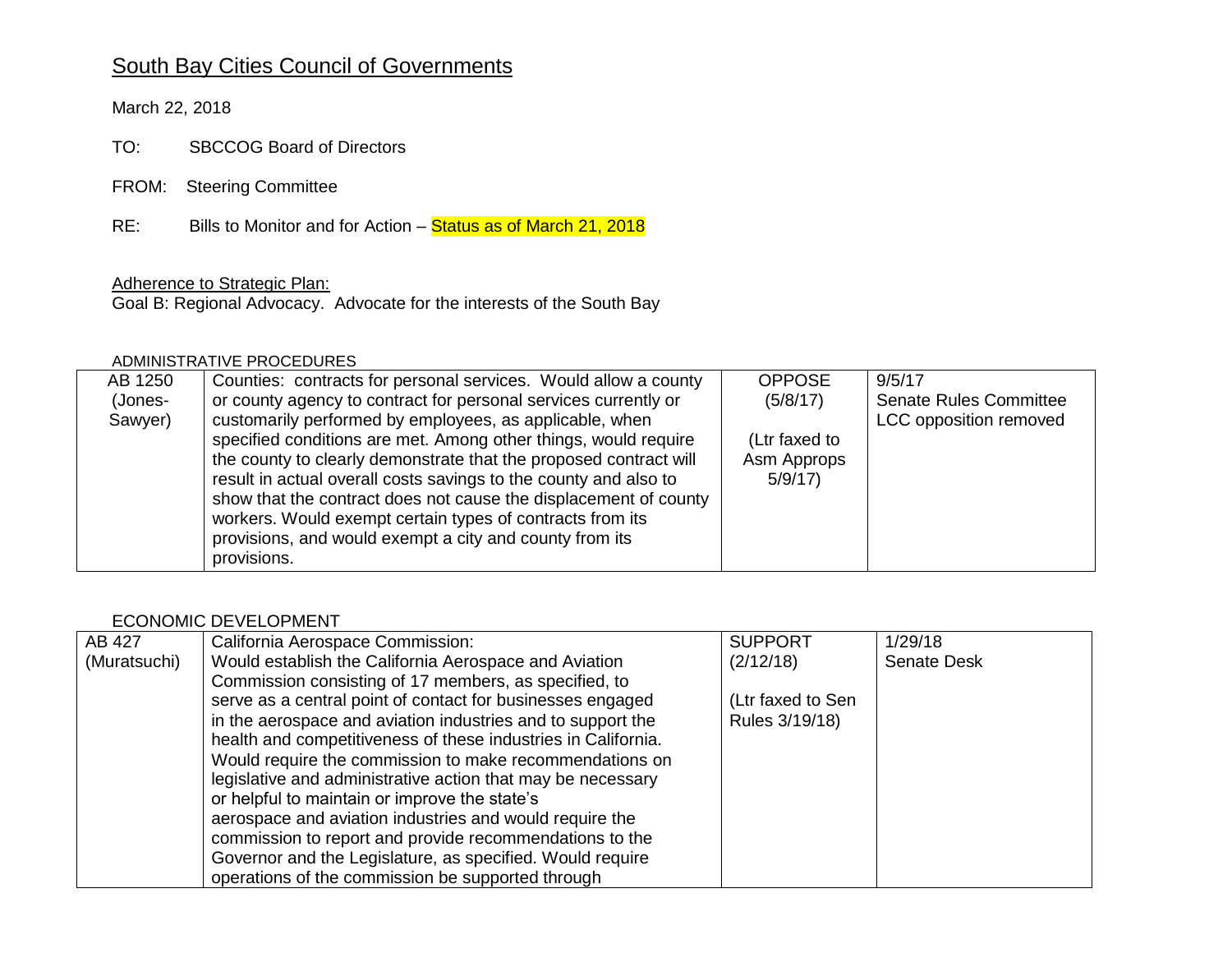# South Bay Cities Council of Governments

March 22, 2018

TO: SBCCOG Board of Directors

FROM: Steering Committee

RE: Bills to Monitor and for Action – Status as of March 21, 2018

Adherence to Strategic Plan:

Goal B: Regional Advocacy. Advocate for the interests of the South Bay

ADMINISTRATIVE PROCEDURES

| | | | |
|---|---|---|---|
| AB 1250 (Jones-Sawyer) | Counties: contracts for personal services. Would allow a county or county agency to contract for personal services currently or customarily performed by employees, as applicable, when specified conditions are met. Among other things, would require the county to clearly demonstrate that the proposed contract will result in actual overall costs savings to the county and also to show that the contract does not cause the displacement of county workers. Would exempt certain types of contracts from its provisions, and would exempt a city and county from its provisions. | OPPOSE (5/8/17)<br><br>(Ltr faxed to Asm Approps 5/9/17) | 9/5/17<br>Senate Rules Committee<br>LCC opposition removed |

ECONOMIC DEVELOPMENT

| | | | |
|---|---|---|---|
| AB 427 (Muratsuchi) | California Aerospace Commission:<br>Would establish the California Aerospace and Aviation Commission consisting of 17 members, as specified, to serve as a central point of contact for businesses engaged in the aerospace and aviation industries and to support the health and competitiveness of these industries in California. Would require the commission to make recommendations on legislative and administrative action that may be necessary or helpful to maintain or improve the state's aerospace and aviation industries and would require the commission to report and provide recommendations to the Governor and the Legislature, as specified. Would require operations of the commission be supported through | SUPPORT (2/12/18)<br><br>(Ltr faxed to Sen Rules 3/19/18) | 1/29/18<br>Senate Desk |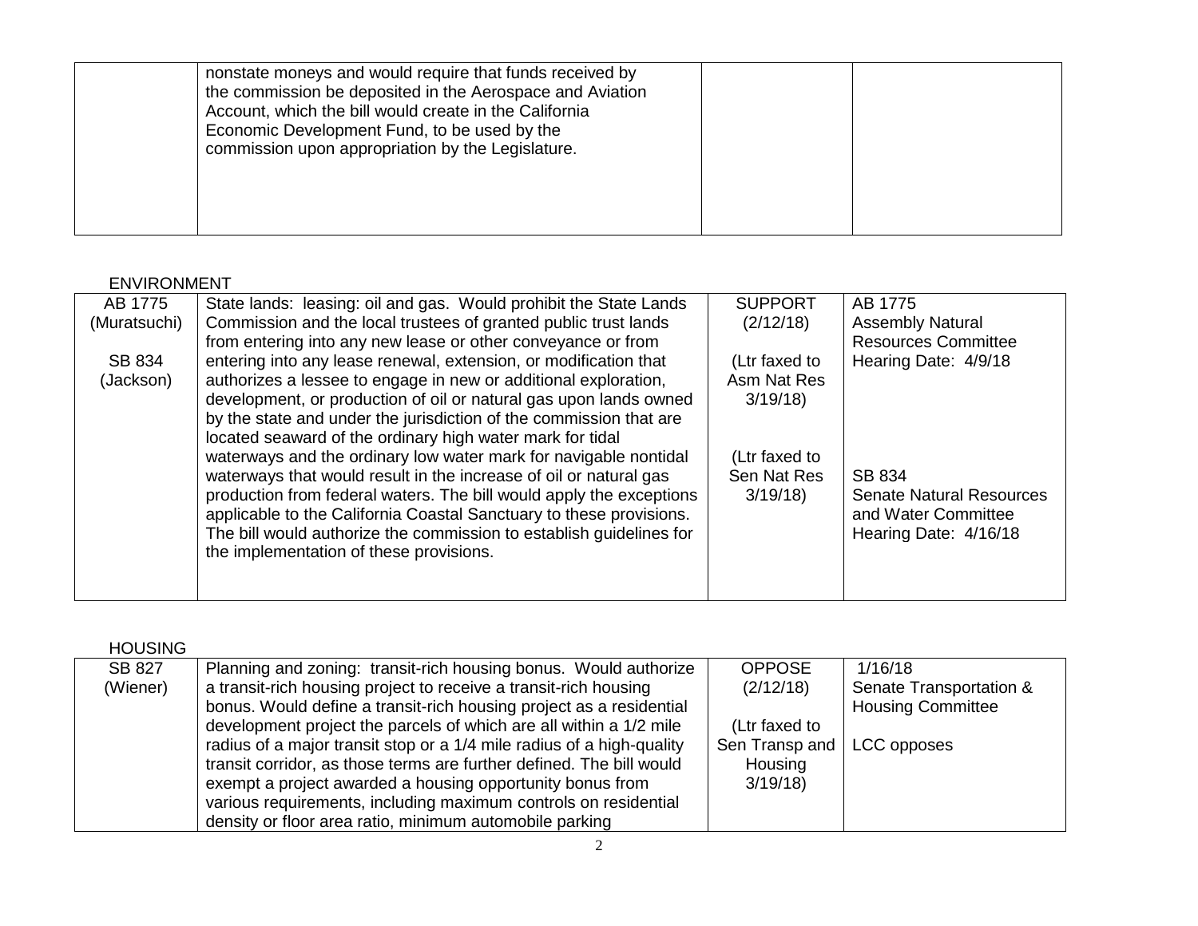| | | | |
|---|---|---|---|
| | nonstate moneys and would require that funds received by the commission be deposited in the Aerospace and Aviation Account, which the bill would create in the California Economic Development Fund, to be used by the commission upon appropriation by the Legislature. | | |

ENVIRONMENT

| | | | |
|---|---|---|---|
| AB 1775 (Muratsuchi)<br><br>SB 834 (Jackson) | State lands: leasing: oil and gas. Would prohibit the State Lands Commission and the local trustees of granted public trust lands from entering into any new lease or other conveyance or from entering into any lease renewal, extension, or modification that authorizes a lessee to engage in new or additional exploration, development, or production of oil or natural gas upon lands owned by the state and under the jurisdiction of the commission that are located seaward of the ordinary high water mark for tidal waterways and the ordinary low water mark for navigable nontidal waterways that would result in the increase of oil or natural gas production from federal waters. The bill would apply the exceptions applicable to the California Coastal Sanctuary to these provisions. The bill would authorize the commission to establish guidelines for the implementation of these provisions. | SUPPORT (2/12/18)<br><br>(Ltr faxed to Asm Nat Res 3/19/18)<br><br>(Ltr faxed to Sen Nat Res 3/19/18) | AB 1775<br>Assembly Natural Resources Committee<br>Hearing Date: 4/9/18<br><br>SB 834<br>Senate Natural Resources and Water Committee<br>Hearing Date: 4/16/18 |

HOUSING

| | | | |
|---|---|---|---|
| SB 827 (Wiener) | Planning and zoning: transit-rich housing bonus. Would authorize a transit-rich housing project to receive a transit-rich housing bonus. Would define a transit-rich housing project as a residential development project the parcels of which are all within a 1/2 mile radius of a major transit stop or a 1/4 mile radius of a high-quality transit corridor, as those terms are further defined. The bill would exempt a project awarded a housing opportunity bonus from various requirements, including maximum controls on residential density or floor area ratio, minimum automobile parking | OPPOSE (2/12/18)<br><br>(Ltr faxed to Sen Transp and Housing 3/19/18) | 1/16/18<br>Senate Transportation & Housing Committee<br><br>LCC opposes |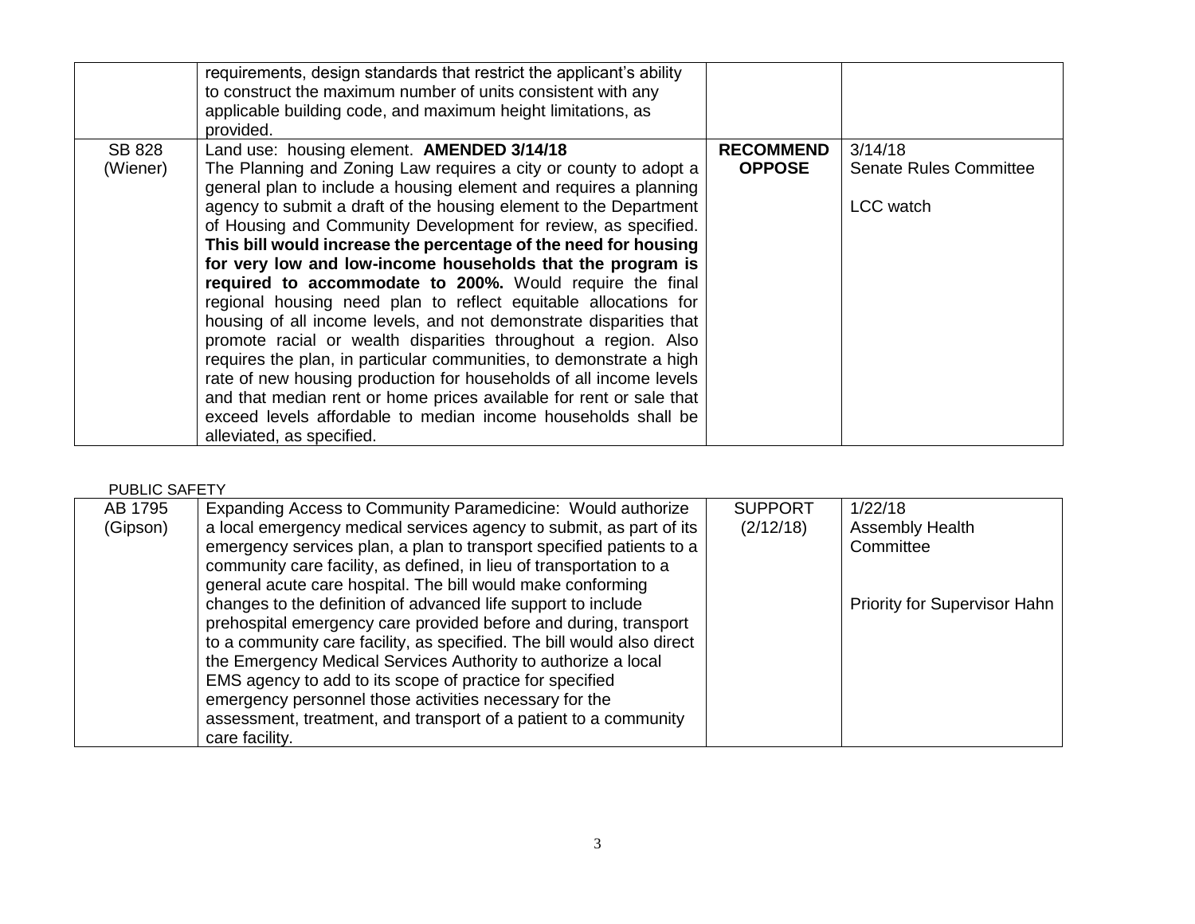|  | requirements, design standards that restrict the applicant's ability to construct the maximum number of units consistent with any applicable building code, and maximum height limitations, as provided. |  |  |
|---|---|---|---|
| SB 828 (Wiener) | Land use: housing element. **AMENDED 3/14/18** The Planning and Zoning Law requires a city or county to adopt a general plan to include a housing element and requires a planning agency to submit a draft of the housing element to the Department of Housing and Community Development for review, as specified. **This bill would increase the percentage of the need for housing for very low and low-income households that the program is required to accommodate to 200%.** Would require the final regional housing need plan to reflect equitable allocations for housing of all income levels, and not demonstrate disparities that promote racial or wealth disparities throughout a region. Also requires the plan, in particular communities, to demonstrate a high rate of new housing production for households of all income levels and that median rent or home prices available for rent or sale that exceed levels affordable to median income households shall be alleviated, as specified. | **RECOMMEND OPPOSE** | 3/14/18 Senate Rules Committee<br><br>LCC watch |

PUBLIC SAFETY

| | | | |
|---|---|---|---|
| AB 1795 (Gipson) | Expanding Access to Community Paramedicine: Would authorize a local emergency medical services agency to submit, as part of its emergency services plan, a plan to transport specified patients to a community care facility, as defined, in lieu of transportation to a general acute care hospital. The bill would make conforming changes to the definition of advanced life support to include prehospital emergency care provided before and during, transport to a community care facility, as specified. The bill would also direct the Emergency Medical Services Authority to authorize a local EMS agency to add to its scope of practice for specified emergency personnel those activities necessary for the assessment, treatment, and transport of a patient to a community care facility. | SUPPORT (2/12/18) | 1/22/18 Assembly Health Committee<br><br>Priority for Supervisor Hahn |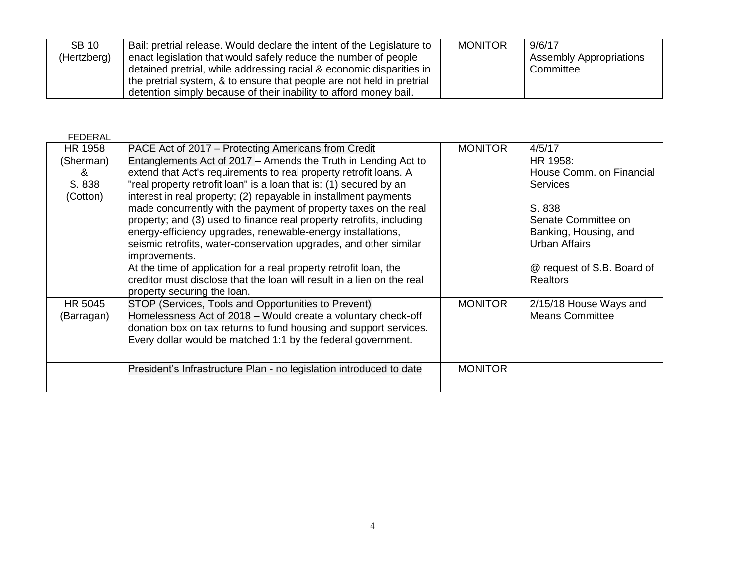| | | | |
|---|---|---|---|
| SB 10 (Hertzberg) | Bail: pretrial release. Would declare the intent of the Legislature to enact legislation that would safely reduce the number of people detained pretrial, while addressing racial & economic disparities in the pretrial system, & to ensure that people are not held in pretrial detention simply because of their inability to afford money bail. | MONITOR | 9/6/17 Assembly Appropriations Committee |

FEDERAL

| | | | |
|---|---|---|---|
| HR 1958 (Sherman) & S. 838 (Cotton) | PACE Act of 2017 – Protecting Americans from Credit Entanglements Act of 2017 – Amends the Truth in Lending Act to extend that Act's requirements to real property retrofit loans. A "real property retrofit loan" is a loan that is: (1) secured by an interest in real property; (2) repayable in installment payments made concurrently with the payment of property taxes on the real property; and (3) used to finance real property retrofits, including energy-efficiency upgrades, renewable-energy installations, seismic retrofits, water-conservation upgrades, and other similar improvements.<br>At the time of application for a real property retrofit loan, the creditor must disclose that the loan will result in a lien on the real property securing the loan. | MONITOR | 4/5/17<br>HR 1958:<br>House Comm. on Financial Services<br><br>S. 838<br>Senate Committee on Banking, Housing, and Urban Affairs<br><br>@ request of S.B. Board of Realtors |
| HR 5045 (Barragan) | STOP (Services, Tools and Opportunities to Prevent) Homelessness Act of 2018 – Would create a voluntary check-off donation box on tax returns to fund housing and support services. Every dollar would be matched 1:1 by the federal government. | MONITOR | 2/15/18 House Ways and Means Committee |
| | President's Infrastructure Plan - no legislation introduced to date | MONITOR | |